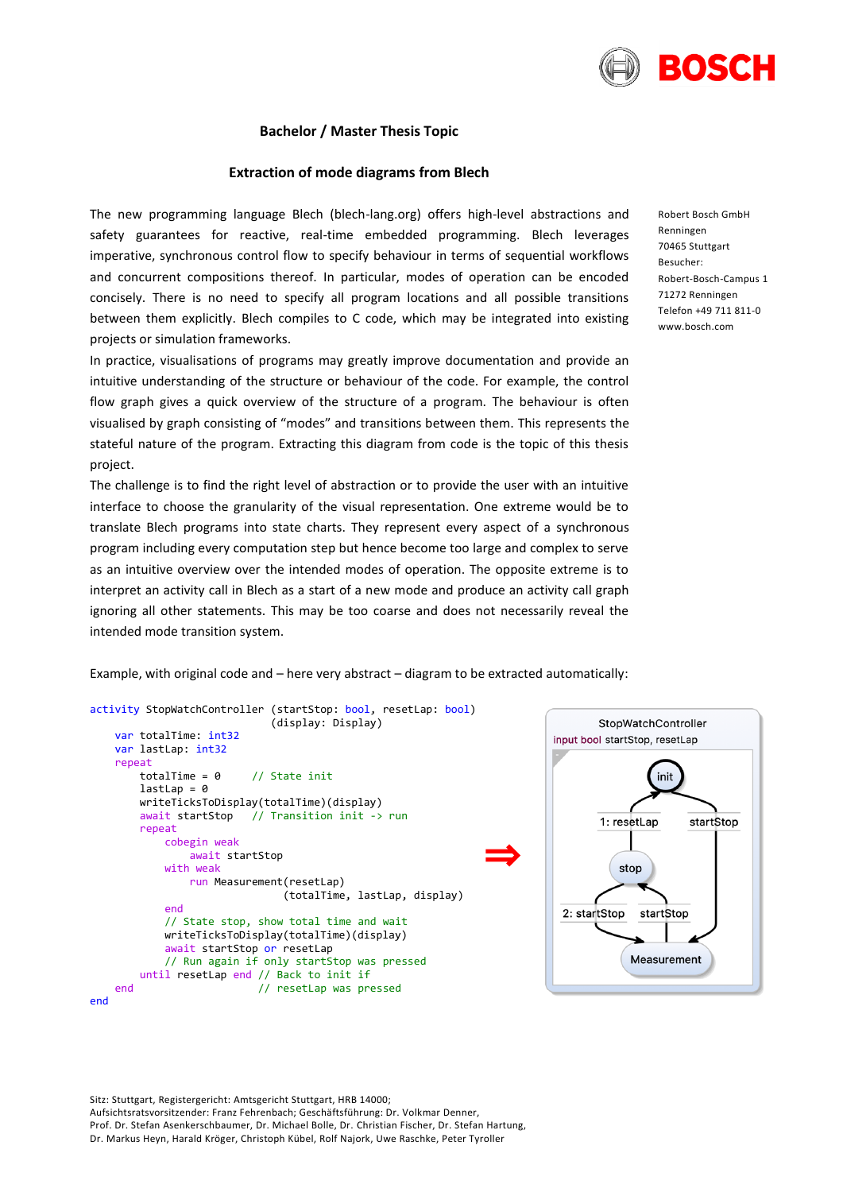## Bachelor / Master Thesis Topic

### Extraction of mode diagrams from Blech

The new programming language Blech (blech-lang.org) offers high-level abstractions and safety guarantees for reactive, real-time embedded programming. Blech leverages imperative, synchronous control flow to specify behaviour in terms of sequential workflows and concurrent compositions thereof. In particular, modes of operation can be encoded concisely. There is no need to specify all program locations and all possible transitions between them explicitly. Blech compiles to C code, which may be integrated into existing projects or simulation frameworks.

In practice, visualisations of programs may greatly improve documentation and provide an intuitive understanding of the structure or behaviour of the code. For example, the control flow graph gives a quick overview of the structure of a program. The behaviour is often visualised by graph consisting of "modes" and transitions between them. This represents the stateful nature of the program. Extracting this diagram from code is the topic of this thesis project.

The challenge is to find the right level of abstraction or to provide the user with an intuitive interface to choose the granularity of the visual representation. One extreme would be to translate Blech programs into state charts. They represent every aspect of a synchronous program including every computation step but hence become too large and complex to serve as an intuitive overview over the intended modes of operation. The opposite extreme is to interpret an activity call in Blech as a start of a new mode and produce an activity call graph ignoring all other statements. This may be too coarse and does not necessarily reveal the intended mode transition system.

Robert Bosch GmbH
Renningen
70465 Stuttgart
Besucher:
Robert-Bosch-Campus 1
71272 Renningen
Telefon +49 711 811-0
www.bosch.com

Example, with original code and – here very abstract – diagram to be extracted automatically:

```
activity StopWatchController (startStop: bool, resetLap: bool)
                             (display: Display)
    var totalTime: int32
    var lastLap: int32
    repeat
        totalTime = 0      // State init
        lastLap = 0
        writeTicksToDisplay(totalTime)(display)
        await startStop    // Transition init -> run
        repeat
            cobegin weak
                await startStop
            with weak
                run Measurement(resetLap)
                               (totalTime, lastLap, display)
            end
            // State stop, show total time and wait
            writeTicksToDisplay(totalTime)(display)
            await startStop or resetLap
            // Run again if only startStop was pressed
        until resetLap end // Back to init if
    end                    // resetLap was pressed
end
```

⇒

```
StopWatchController
input bool startStop, resetLap

init
  --1: resetLap--> (from stop)
  --startStop--> Measurement
stop
  --1: resetLap--> init
  --2: startStop--> Measurement
Measurement
  --startStop--> stop
```

Sitz: Stuttgart, Registergericht: Amtsgericht Stuttgart, HRB 14000;
Aufsichtsratsvorsitzender: Franz Fehrenbach; Geschäftsführung: Dr. Volkmar Denner,
Prof. Dr. Stefan Asenkerschbaumer, Dr. Michael Bolle, Dr. Christian Fischer, Dr. Stefan Hartung,
Dr. Markus Heyn, Harald Kröger, Christoph Kübel, Rolf Najork, Uwe Raschke, Peter Tyroller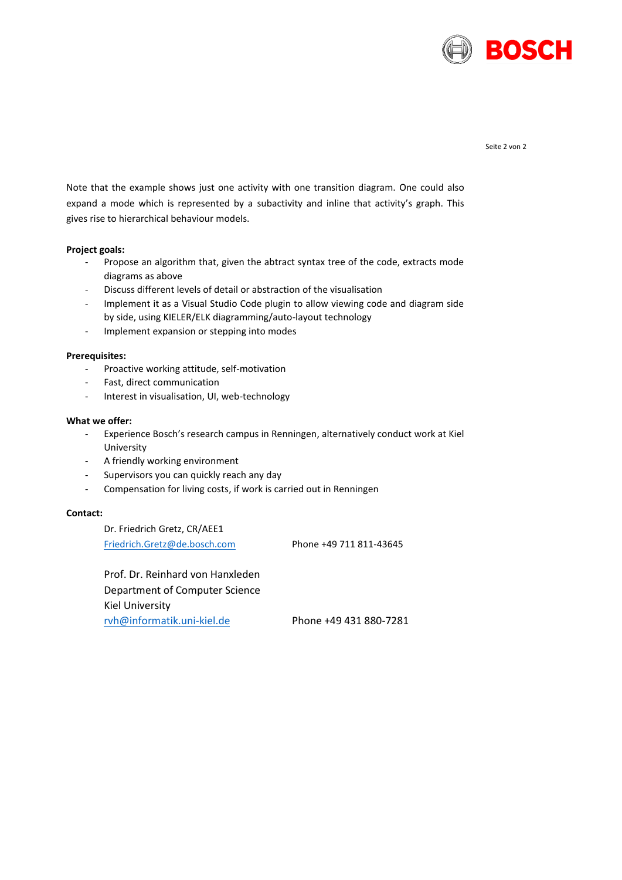Note that the example shows just one activity with one transition diagram. One could also expand a mode which is represented by a subactivity and inline that activity's graph. This gives rise to hierarchical behaviour models.

**Project goals:**

- Propose an algorithm that, given the abtract syntax tree of the code, extracts mode diagrams as above
- Discuss different levels of detail or abstraction of the visualisation
- Implement it as a Visual Studio Code plugin to allow viewing code and diagram side by side, using KIELER/ELK diagramming/auto-layout technology
- Implement expansion or stepping into modes

**Prerequisites:**

- Proactive working attitude, self-motivation
- Fast, direct communication
- Interest in visualisation, UI, web-technology

**What we offer:**

- Experience Bosch's research campus in Renningen, alternatively conduct work at Kiel University
- A friendly working environment
- Supervisors you can quickly reach any day
- Compensation for living costs, if work is carried out in Renningen

**Contact:**

Dr. Friedrich Gretz, CR/AEE1
Friedrich.Gretz@de.bosch.com Phone +49 711 811-43645

Prof. Dr. Reinhard von Hanxleden
Department of Computer Science
Kiel University
rvh@informatik.uni-kiel.de Phone +49 431 880-7281